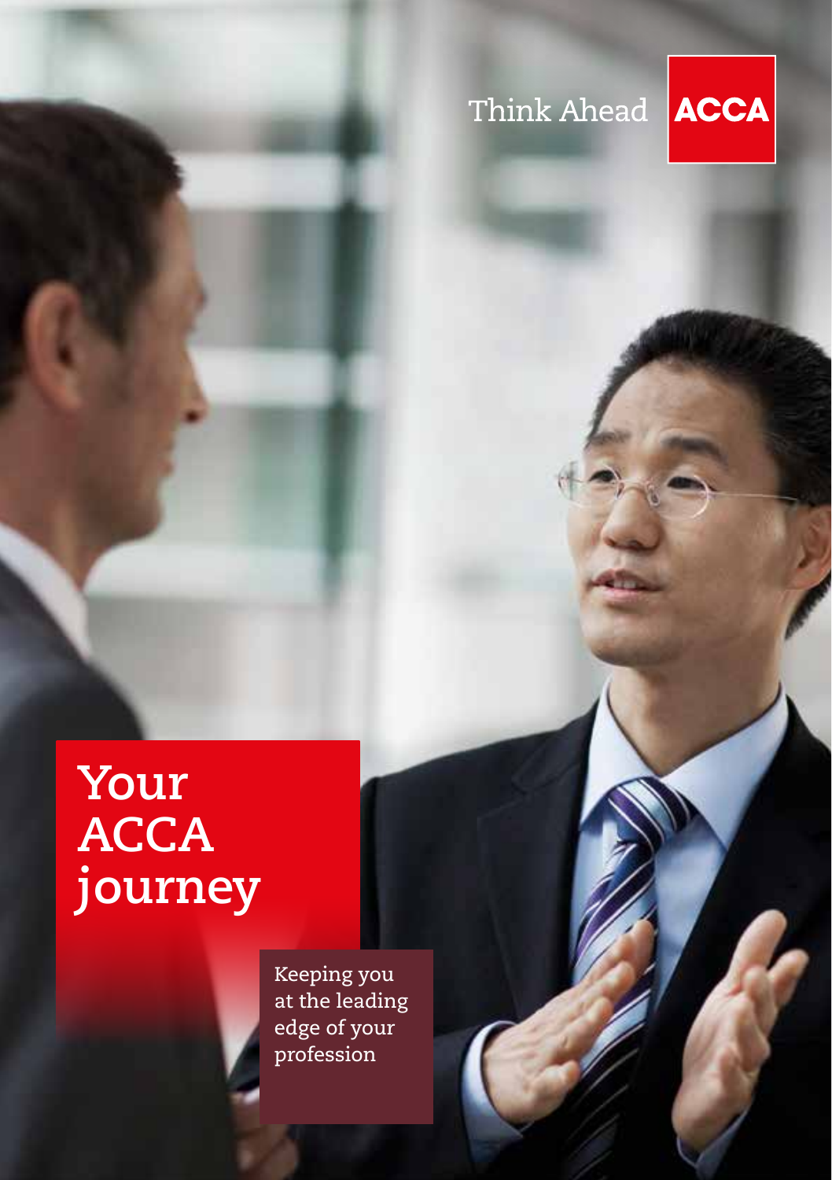Think Ahead

ACCA

# Your ACCA journey

Keeping you at the leading edge of your profession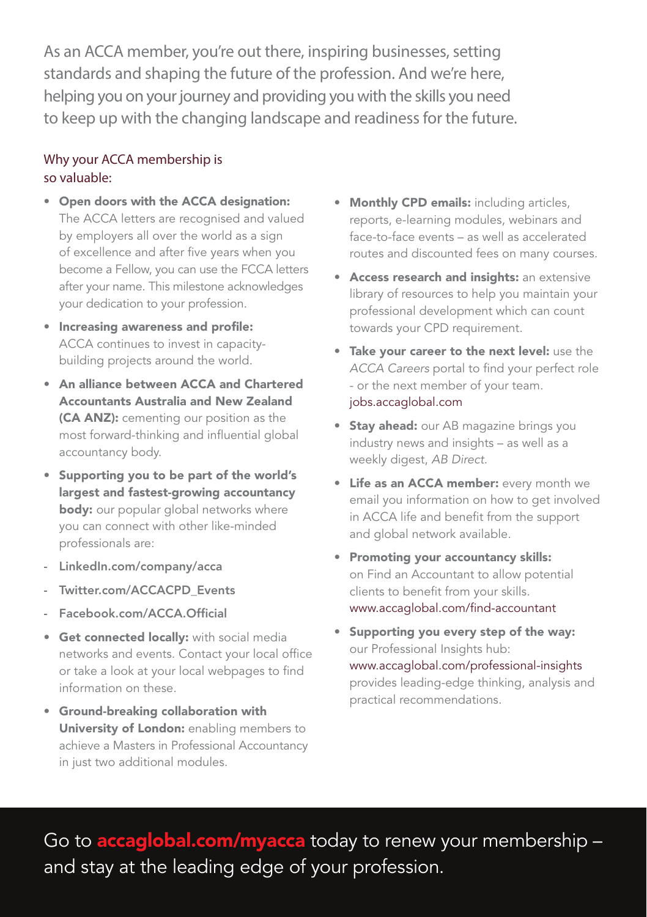As an ACCA member, you're out there, inspiring businesses, setting standards and shaping the future of the profession. And we're here, helping you on your journey and providing you with the skills you need to keep up with the changing landscape and readiness for the future.

## Why your ACCA membership is so valuable:

- **Open doors with the ACCA designation:** The ACCA letters are recognised and valued by employers all over the world as a sign of excellence and after five years when you become a Fellow, you can use the FCCA letters after your name. This milestone acknowledges your dedication to your profession.
- **Increasing awareness and profile:** ACCA continues to invest in capacity-building projects around the world.
- **An alliance between ACCA and Chartered Accountants Australia and New Zealand (CA ANZ):** cementing our position as the most forward-thinking and influential global accountancy body.
- **Supporting you to be part of the world's largest and fastest-growing accountancy body:** our popular global networks where you can connect with other like-minded professionals are:
  - LinkedIn.com/company/acca
  - Twitter.com/ACCACPD_Events
  - Facebook.com/ACCA.Official
- **Get connected locally:** with social media networks and events. Contact your local office or take a look at your local webpages to find information on these.
- **Ground-breaking collaboration with University of London:** enabling members to achieve a Masters in Professional Accountancy in just two additional modules.
- **Monthly CPD emails:** including articles, reports, e-learning modules, webinars and face-to-face events – as well as accelerated routes and discounted fees on many courses.
- **Access research and insights:** an extensive library of resources to help you maintain your professional development which can count towards your CPD requirement.
- **Take your career to the next level:** use the *ACCA Careers* portal to find your perfect role - or the next member of your team. jobs.accaglobal.com
- **Stay ahead:** our AB magazine brings you industry news and insights – as well as a weekly digest, *AB Direct*.
- **Life as an ACCA member:** every month we email you information on how to get involved in ACCA life and benefit from the support and global network available.
- **Promoting your accountancy skills:** on Find an Accountant to allow potential clients to benefit from your skills. www.accaglobal.com/find-accountant
- **Supporting you every step of the way:** our Professional Insights hub: www.accaglobal.com/professional-insights provides leading-edge thinking, analysis and practical recommendations.

Go to **accaglobal.com/myacca** today to renew your membership – and stay at the leading edge of your profession.